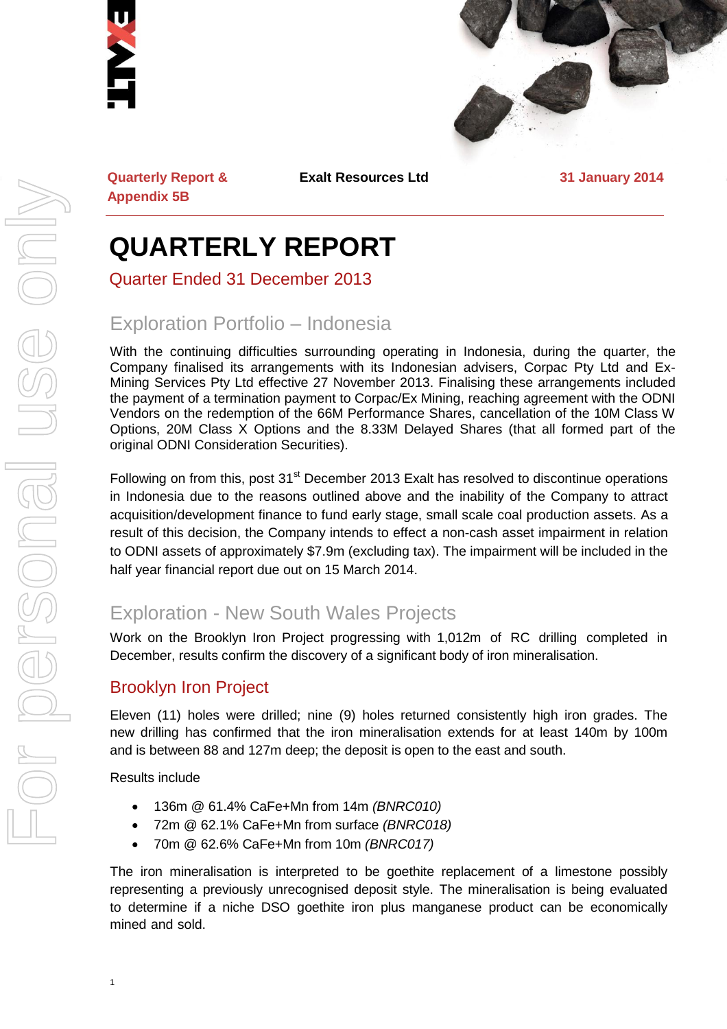Quarterly Report & Appendix 5B

Exalt Resources Ltd

31 January 2014

# QUARTERLY REPORT

## Quarter Ended 31 December 2013

## Exploration Portfolio – Indonesia

With the continuing difficulties surrounding operating in Indonesia, during the quarter, the Company finalised its arrangements with its Indonesian advisers, Corpac Pty Ltd and Ex-Mining Services Pty Ltd effective 27 November 2013. Finalising these arrangements included the payment of a termination payment to Corpac/Ex Mining, reaching agreement with the ODNI Vendors on the redemption of the 66M Performance Shares, cancellation of the 10M Class W Options, 20M Class X Options and the 8.33M Delayed Shares (that all formed part of the original ODNI Consideration Securities).

Following on from this, post 31st December 2013 Exalt has resolved to discontinue operations in Indonesia due to the reasons outlined above and the inability of the Company to attract acquisition/development finance to fund early stage, small scale coal production assets. As a result of this decision, the Company intends to effect a non-cash asset impairment in relation to ODNI assets of approximately $7.9m (excluding tax). The impairment will be included in the half year financial report due out on 15 March 2014.

## Exploration - New South Wales Projects

Work on the Brooklyn Iron Project progressing with 1,012m of RC drilling completed in December, results confirm the discovery of a significant body of iron mineralisation.

### Brooklyn Iron Project

Eleven (11) holes were drilled; nine (9) holes returned consistently high iron grades. The new drilling has confirmed that the iron mineralisation extends for at least 140m by 100m and is between 88 and 127m deep; the deposit is open to the east and south.

Results include

- 136m @ 61.4% CaFe+Mn from 14m *(BNRC010)*
- 72m @ 62.1% CaFe+Mn from surface *(BNRC018)*
- 70m @ 62.6% CaFe+Mn from 10m *(BNRC017)*

The iron mineralisation is interpreted to be goethite replacement of a limestone possibly representing a previously unrecognised deposit style. The mineralisation is being evaluated to determine if a niche DSO goethite iron plus manganese product can be economically mined and sold.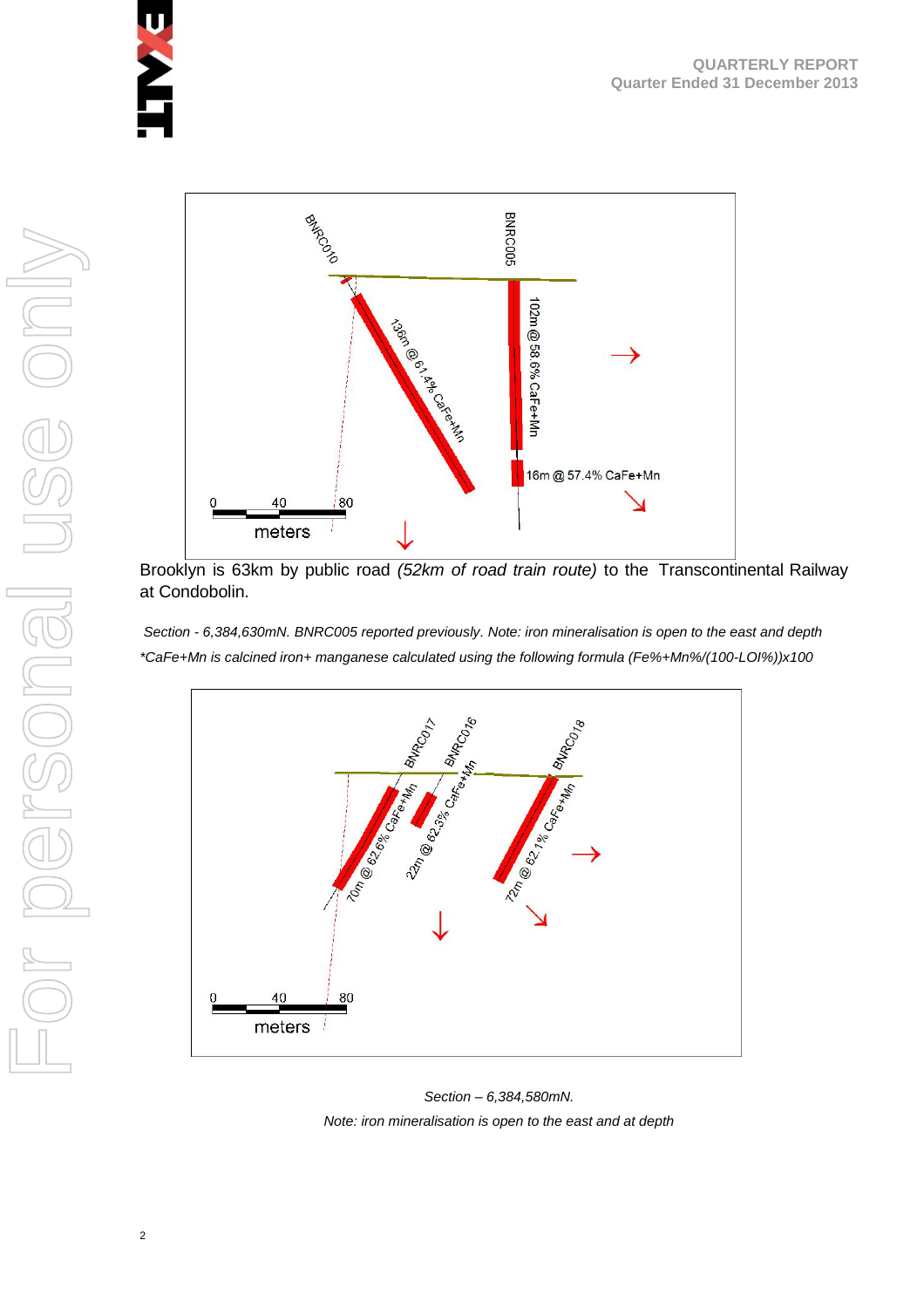Brooklyn is 63km by public road *(52km of road train route)* to the Transcontinental Railway at Condobolin.

*Section - 6,384,630mN. BNRC005 reported previously. Note: iron mineralisation is open to the east and depth*

*\*CaFe+Mn is calcined iron+ manganese calculated using the following formula (Fe%+Mn%/(100-LOI%))x100*

*Section – 6,384,580mN.*

*Note: iron mineralisation is open to the east and at depth*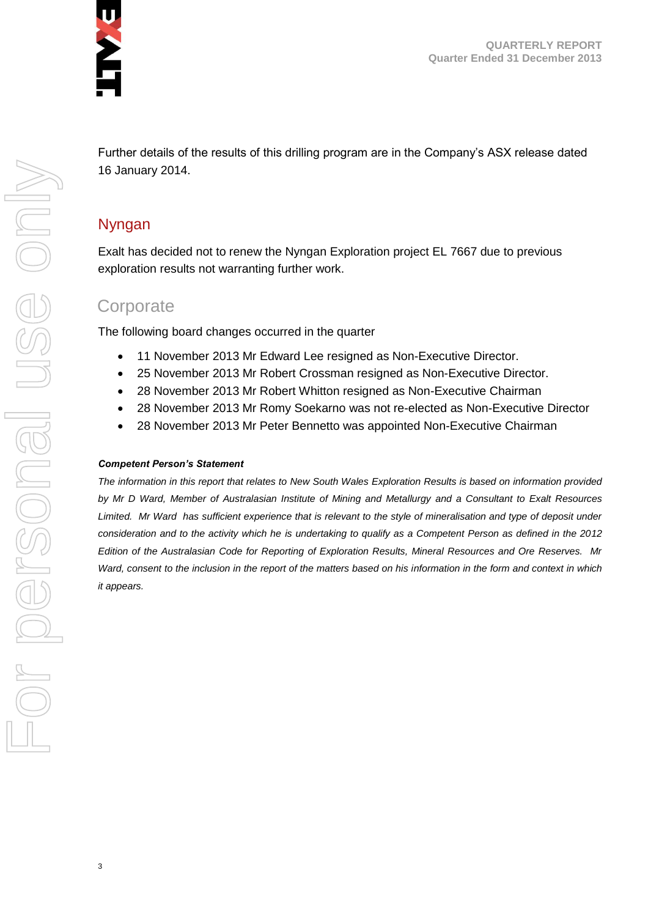Further details of the results of this drilling program are in the Company's ASX release dated 16 January 2014.

## Nyngan

Exalt has decided not to renew the Nyngan Exploration project EL 7667 due to previous exploration results not warranting further work.

## Corporate

The following board changes occurred in the quarter

- 11 November 2013 Mr Edward Lee resigned as Non-Executive Director.
- 25 November 2013 Mr Robert Crossman resigned as Non-Executive Director.
- 28 November 2013 Mr Robert Whitton resigned as Non-Executive Chairman
- 28 November 2013 Mr Romy Soekarno was not re-elected as Non-Executive Director
- 28 November 2013 Mr Peter Bennetto was appointed Non-Executive Chairman

***Competent Person's Statement***

*The information in this report that relates to New South Wales Exploration Results is based on information provided by Mr D Ward, Member of Australasian Institute of Mining and Metallurgy and a Consultant to Exalt Resources Limited. Mr Ward has sufficient experience that is relevant to the style of mineralisation and type of deposit under consideration and to the activity which he is undertaking to qualify as a Competent Person as defined in the 2012 Edition of the Australasian Code for Reporting of Exploration Results, Mineral Resources and Ore Reserves. Mr Ward, consent to the inclusion in the report of the matters based on his information in the form and context in which it appears.*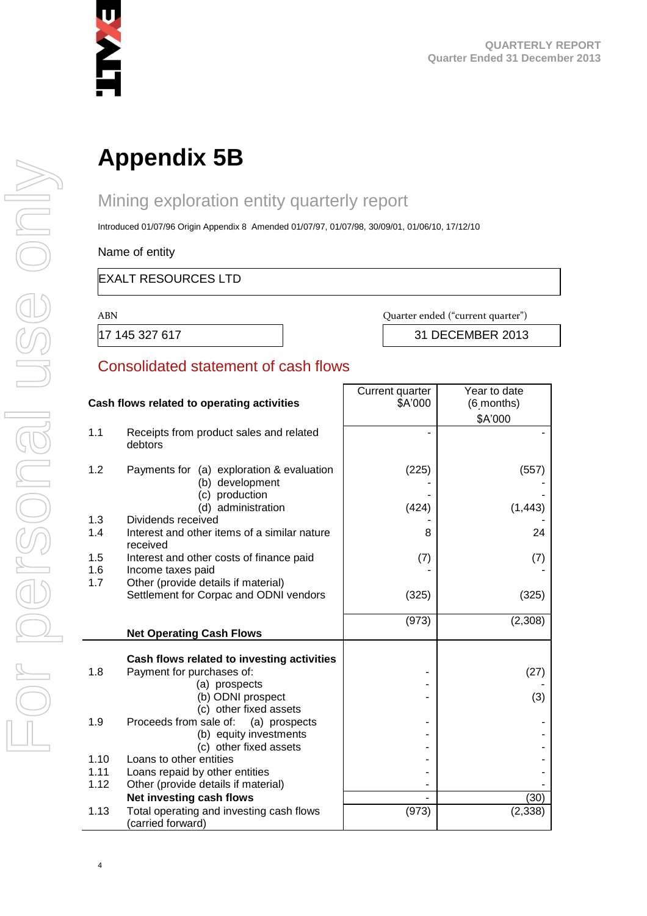# Appendix 5B

## Mining exploration entity quarterly report

Introduced 01/07/96 Origin Appendix 8 Amended 01/07/97, 01/07/98, 30/09/01, 01/06/10, 17/12/10

Name of entity

| EXALT RESOURCES LTD |
|---|

| ABN | Quarter ended ("current quarter") |
|---|---|
| 17 145 327 617 | 31 DECEMBER 2013 |

## Consolidated statement of cash flows

| | Cash flows related to operating activities | Current quarter $A'000 | Year to date (6 months) $A'000 |
|---|---|---|---|
| 1.1 | Receipts from product sales and related debtors | - | - |
| 1.2 | Payments for (a) exploration & evaluation | (225) | (557) |
| | (b) development | - | - |
| | (c) production | - | - |
| | (d) administration | (424) | (1,443) |
| 1.3 | Dividends received | - | - |
| 1.4 | Interest and other items of a similar nature received | 8 | 24 |
| 1.5 | Interest and other costs of finance paid | (7) | (7) |
| 1.6 | Income taxes paid | - | - |
| 1.7 | Other (provide details if material) | | |
| | Settlement for Corpac and ODNI vendors | (325) | (325) |
| | **Net Operating Cash Flows** | (973) | (2,308) |
| | **Cash flows related to investing activities** | | |
| 1.8 | Payment for purchases of: | - | (27) |
| | (a) prospects | - | - |
| | (b) ODNI prospect | - | (3) |
| | (c) other fixed assets | | |
| 1.9 | Proceeds from sale of: (a) prospects | - | - |
| | (b) equity investments | - | - |
| | (c) other fixed assets | - | - |
| 1.10 | Loans to other entities | - | - |
| 1.11 | Loans repaid by other entities | - | - |
| 1.12 | Other (provide details if material) | - | - |
| | **Net investing cash flows** | - | (30) |
| 1.13 | Total operating and investing cash flows (carried forward) | (973) | (2,338) |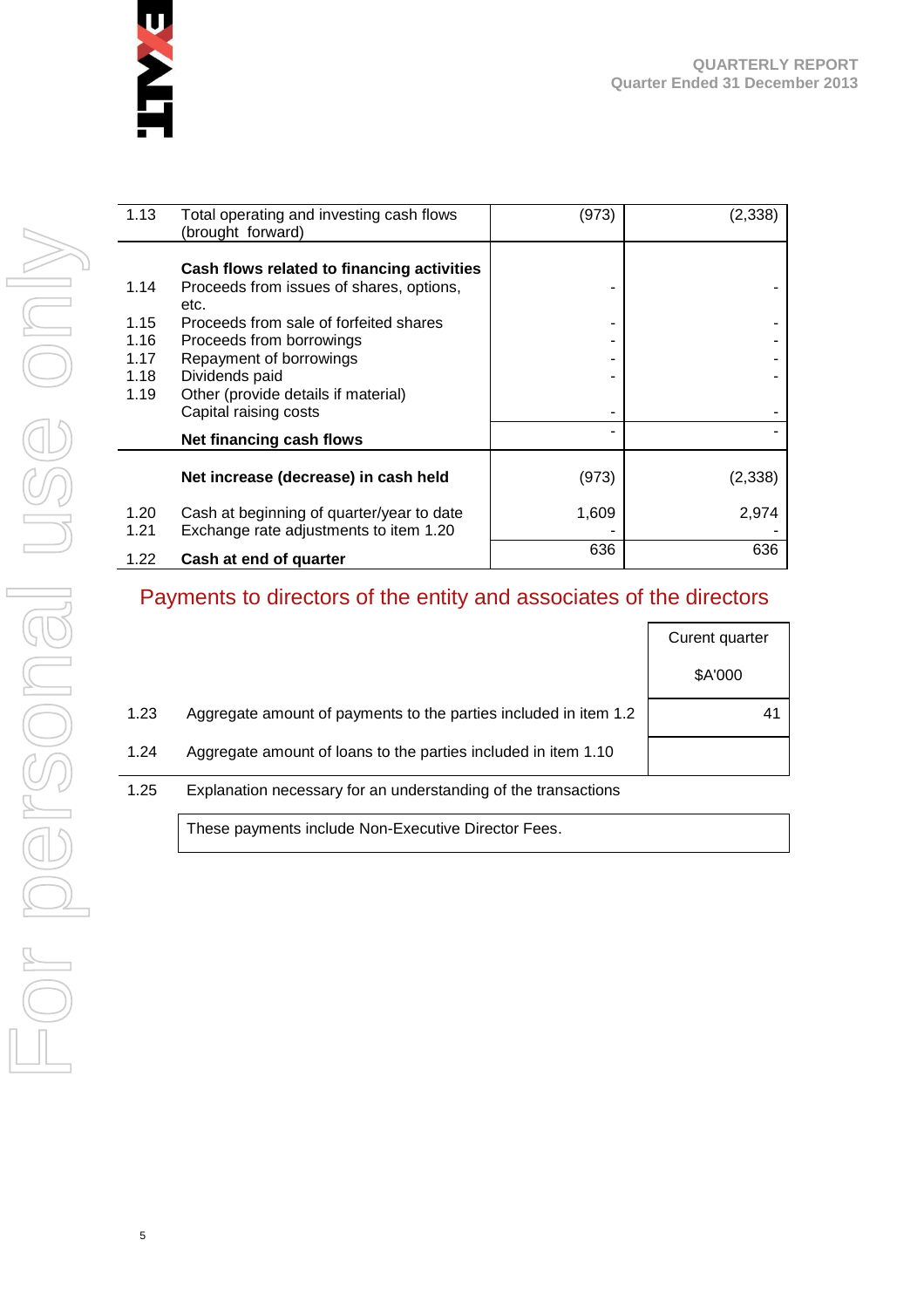| | | | |
|---|---|---|---|
| 1.13 | Total operating and investing cash flows (brought forward) | (973) | (2,338) |
| | **Cash flows related to financing activities** | | |
| 1.14 | Proceeds from issues of shares, options, etc. | - | - |
| 1.15 | Proceeds from sale of forfeited shares | - | - |
| 1.16 | Proceeds from borrowings | - | - |
| 1.17 | Repayment of borrowings | - | - |
| 1.18 | Dividends paid | - | - |
| 1.19 | Other (provide details if material) Capital raising costs | - | - |
| | **Net financing cash flows** | - | - |
| | **Net increase (decrease) in cash held** | (973) | (2,338) |
| 1.20 | Cash at beginning of quarter/year to date | 1,609 | 2,974 |
| 1.21 | Exchange rate adjustments to item 1.20 | - | - |
| 1.22 | **Cash at end of quarter** | 636 | 636 |

## Payments to directors of the entity and associates of the directors

| | | Curent quarter $A'000 |
|---|---|---|
| 1.23 | Aggregate amount of payments to the parties included in item 1.2 | 41 |
| 1.24 | Aggregate amount of loans to the parties included in item 1.10 | |

1.25 Explanation necessary for an understanding of the transactions

These payments include Non-Executive Director Fees.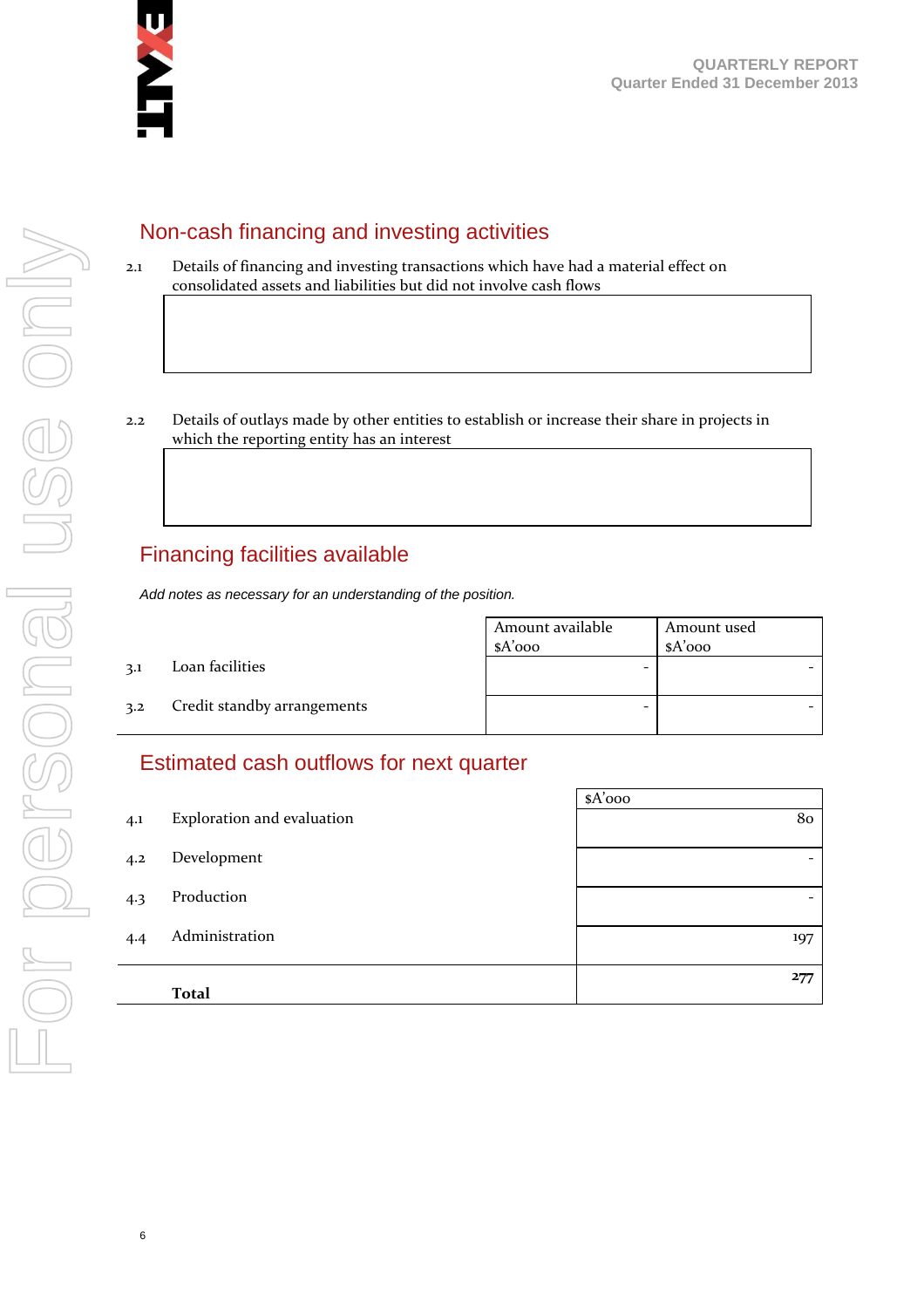## Non-cash financing and investing activities

2.1 Details of financing and investing transactions which have had a material effect on consolidated assets and liabilities but did not involve cash flows

| |
|---|
| |

2.2 Details of outlays made by other entities to establish or increase their share in projects in which the reporting entity has an interest

| |
|---|
| |

## Financing facilities available

*Add notes as necessary for an understanding of the position.*

| | | Amount available $A'000 | Amount used $A'000 |
|---|---|---|---|
| 3.1 | Loan facilities | - | - |
| 3.2 | Credit standby arrangements | - | - |

## Estimated cash outflows for next quarter

| | | $A'000 |
|---|---|---|
| 4.1 | Exploration and evaluation | 80 |
| 4.2 | Development | - |
| 4.3 | Production | - |
| 4.4 | Administration | 197 |
| | **Total** | 277 |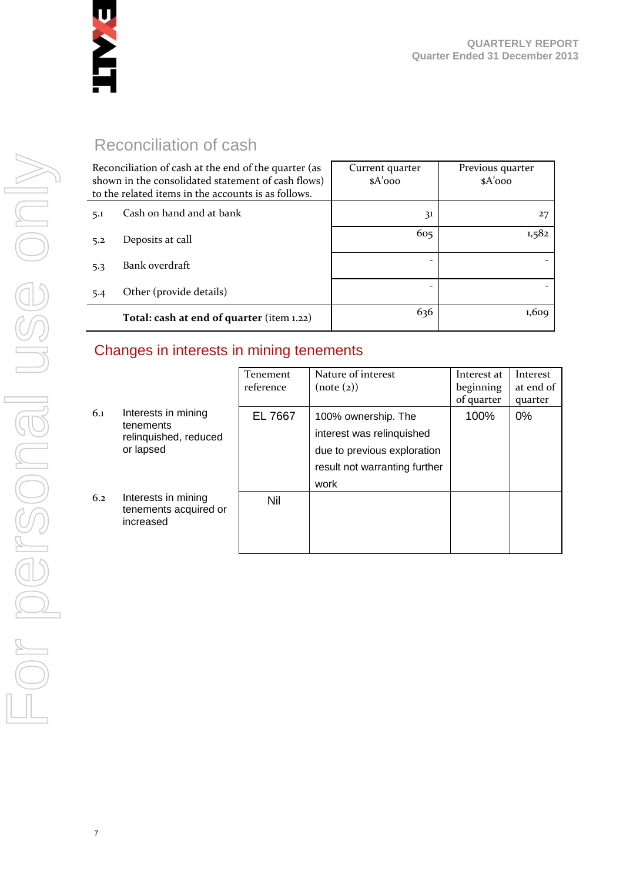## Reconciliation of cash

| Reconciliation of cash at the end of the quarter (as shown in the consolidated statement of cash flows) to the related items in the accounts is as follows. | | Current quarter $A'000 | Previous quarter $A'000 |
|---|---|---|---|
| 5.1 | Cash on hand and at bank | 31 | 27 |
| 5.2 | Deposits at call | 605 | 1,582 |
| 5.3 | Bank overdraft | - | - |
| 5.4 | Other (provide details) | - | - |
| | **Total: cash at end of quarter** (item 1.22) | 636 | 1,609 |

## Changes in interests in mining tenements

| | | Tenement reference | Nature of interest (note (2)) | Interest at beginning of quarter | Interest at end of quarter |
|---|---|---|---|---|---|
| 6.1 | Interests in mining tenements relinquished, reduced or lapsed | EL 7667 | 100% ownership. The interest was relinquished due to previous exploration result not warranting further work | 100% | 0% |
| 6.2 | Interests in mining tenements acquired or increased | Nil | | | |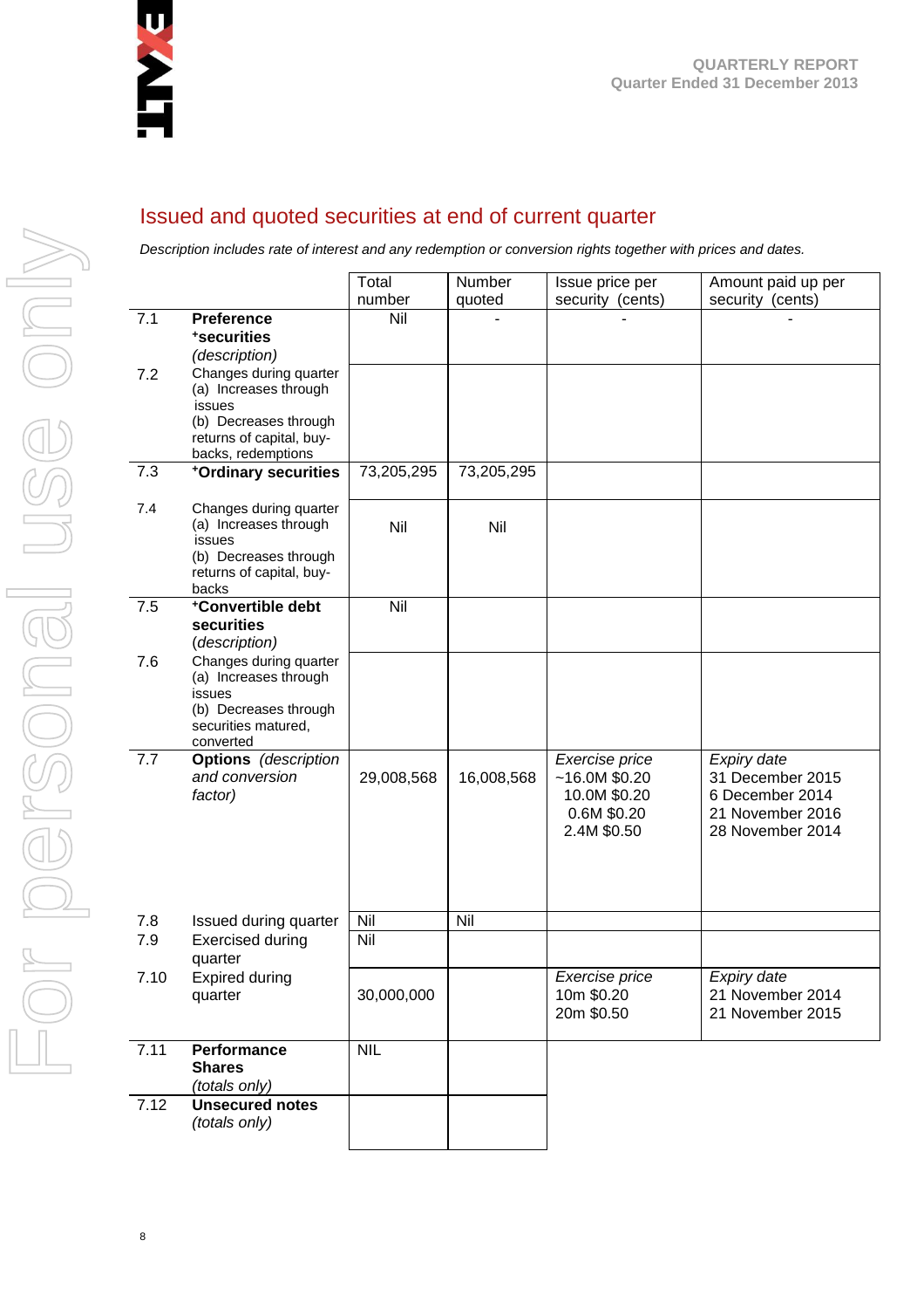## Issued and quoted securities at end of current quarter

*Description includes rate of interest and any redemption or conversion rights together with prices and dates.*

| | | Total number | Number quoted | Issue price per security (cents) | Amount paid up per security (cents) |
|---|---|---|---|---|---|
| 7.1 | **Preference +securities** *(description)* | Nil | - | - | - |
| 7.2 | Changes during quarter (a) Increases through issues (b) Decreases through returns of capital, buy-backs, redemptions | | | | |
| 7.3 | **+Ordinary securities** | 73,205,295 | 73,205,295 | | |
| 7.4 | Changes during quarter (a) Increases through issues (b) Decreases through returns of capital, buy-backs | Nil | Nil | | |
| 7.5 | **+Convertible debt securities** (*description)* | Nil | | | |
| 7.6 | Changes during quarter (a) Increases through issues (b) Decreases through securities matured, converted | | | | |
| 7.7 | **Options** *(description and conversion factor)* | 29,008,568 | 16,008,568 | *Exercise price* ~16.0M $0.20 10.0M $0.20 0.6M $0.20 2.4M $0.50 | *Expiry date* 31 December 2015 6 December 2014 21 November 2016 28 November 2014 |
| 7.8 | Issued during quarter | Nil | Nil | | |
| 7.9 | Exercised during quarter | Nil | | | |
| 7.10 | Expired during quarter | 30,000,000 | | *Exercise price* 10m $0.20 20m $0.50 | *Expiry date* 21 November 2014 21 November 2015 |
| 7.11 | **Performance Shares** *(totals only)* | NIL | | | |
| 7.12 | **Unsecured notes** *(totals only)* | | | | |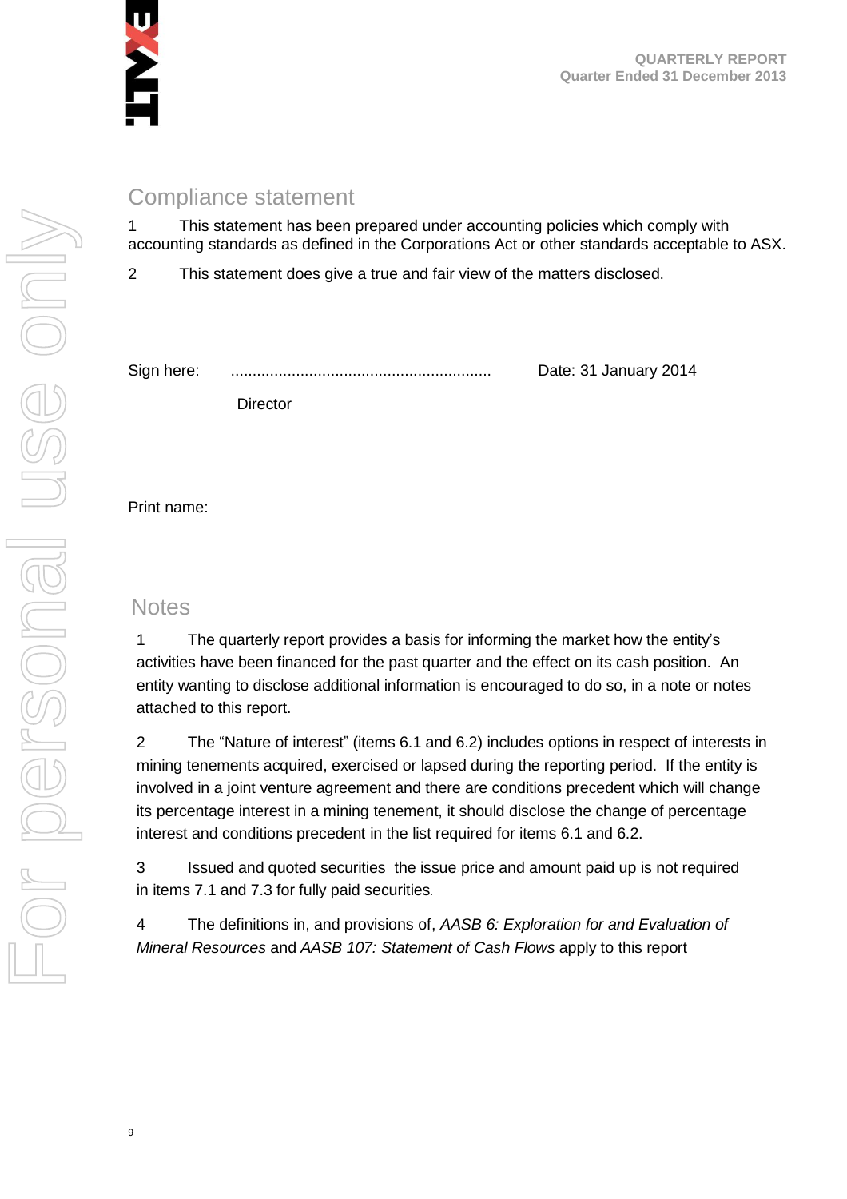## Compliance statement

1 This statement has been prepared under accounting policies which comply with accounting standards as defined in the Corporations Act or other standards acceptable to ASX.

2 This statement does give a true and fair view of the matters disclosed.

Sign here: ............................................................ Date: 31 January 2014

Director

Print name:

## Notes

1 The quarterly report provides a basis for informing the market how the entity's activities have been financed for the past quarter and the effect on its cash position. An entity wanting to disclose additional information is encouraged to do so, in a note or notes attached to this report.

2 The "Nature of interest" (items 6.1 and 6.2) includes options in respect of interests in mining tenements acquired, exercised or lapsed during the reporting period. If the entity is involved in a joint venture agreement and there are conditions precedent which will change its percentage interest in a mining tenement, it should disclose the change of percentage interest and conditions precedent in the list required for items 6.1 and 6.2.

3 Issued and quoted securities the issue price and amount paid up is not required in items 7.1 and 7.3 for fully paid securities.

4 The definitions in, and provisions of, *AASB 6: Exploration for and Evaluation of Mineral Resources* and *AASB 107: Statement of Cash Flows* apply to this report